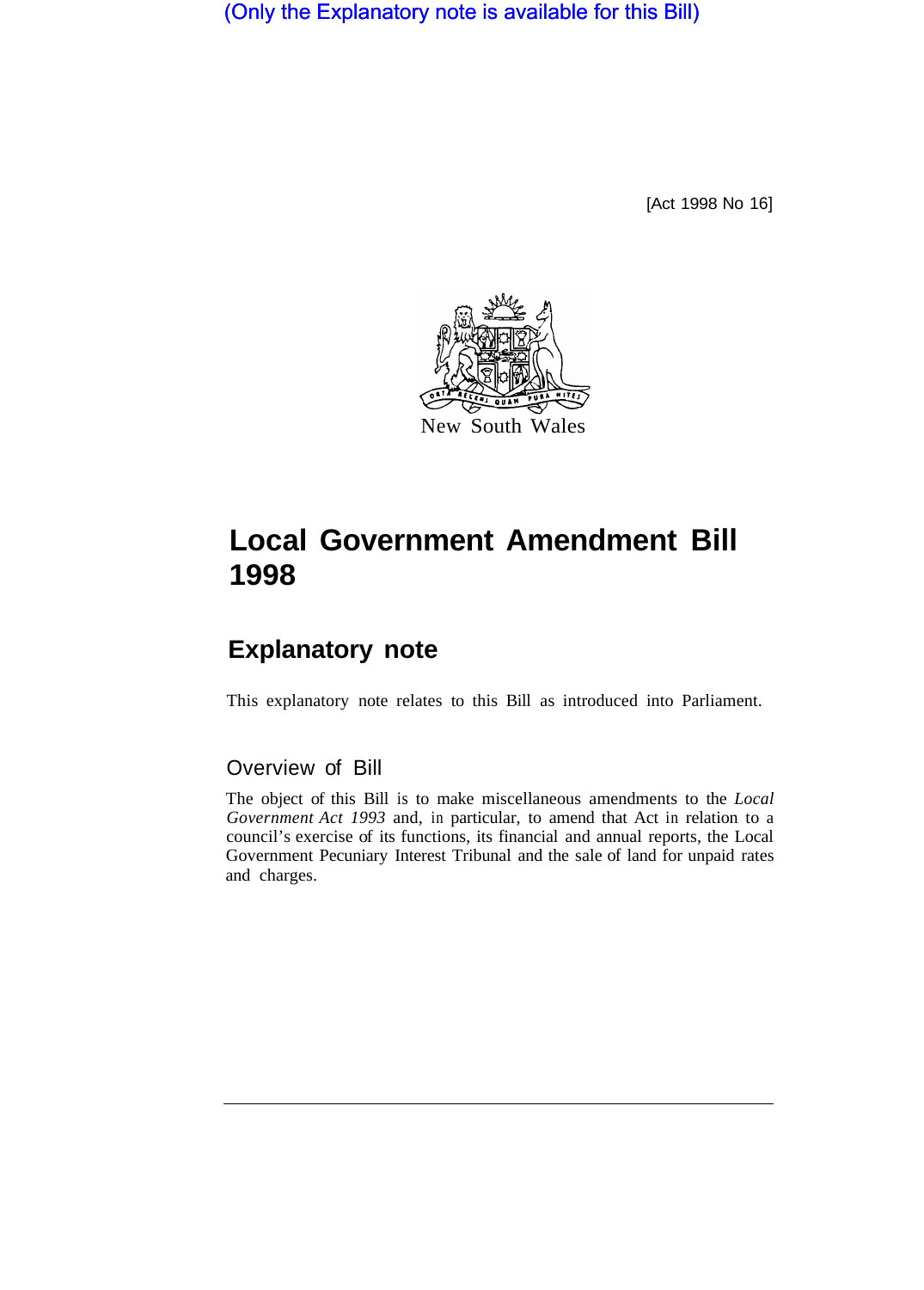(Only the Explanatory note is available for this Bill)

[Act 1998 No 16]

New South Wales

# Local Government Amendment Bill 1998

## Explanatory note

This explanatory note relates to this Bill as introduced into Parliament.

### Overview of Bill

The object of this Bill is to make miscellaneous amendments to the *Local Government Act 1993* and, in particular, to amend that Act in relation to a council's exercise of its functions, its financial and annual reports, the Local Government Pecuniary Interest Tribunal and the sale of land for unpaid rates and charges.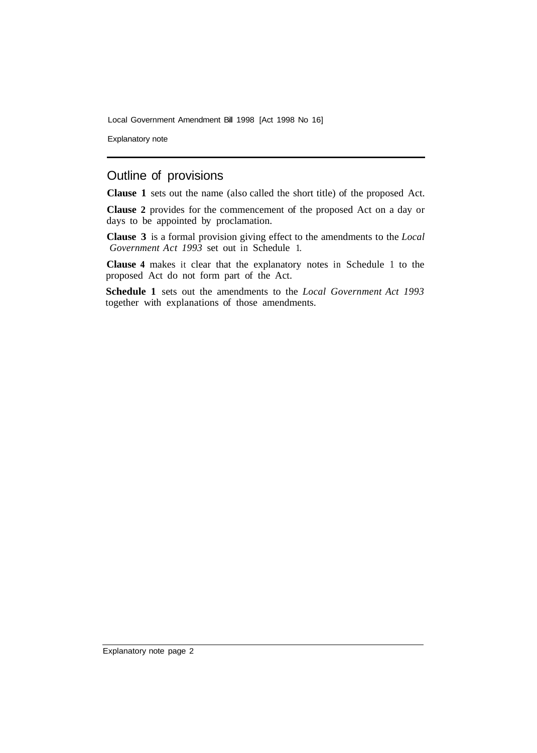## Outline of provisions

**Clause 1** sets out the name (also called the short title) of the proposed Act.

**Clause 2** provides for the commencement of the proposed Act on a day or days to be appointed by proclamation.

**Clause 3** is a formal provision giving effect to the amendments to the *Local Government Act 1993* set out in Schedule 1.

**Clause 4** makes it clear that the explanatory notes in Schedule 1 to the proposed Act do not form part of the Act.

**Schedule 1** sets out the amendments to the *Local Government Act 1993* together with explanations of those amendments.